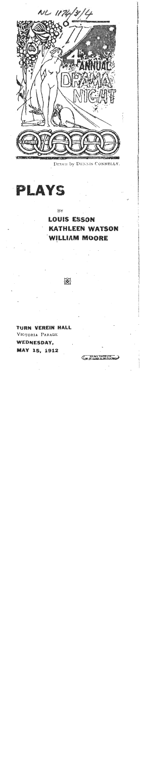NL 1174/3/4

4th ANNUAL DRAMA NIGHT

Drawn by Dennis Connelly.

# PLAYS

By

**LOUIS ESSON**
**KATHLEEN WATSON**
**WILLIAM MOORE**

**TURN VEREIN HALL**
VICTORIA PARADE
**WEDNESDAY,**
**MAY 15, 1912**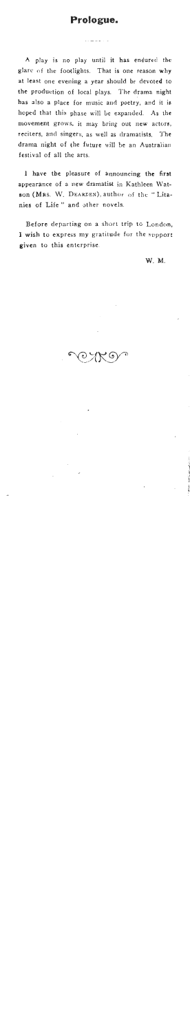# Prologue.

A play is no play until it has endured the glare of the footlights. That is one reason why at least one evening a year should be devoted to the production of local plays. The drama night has also a place for music and poetry, and it is hoped that this phase will be expanded. As the movement grows, it may bring out new actors, reciters, and singers, as well as dramatists. The drama night of the future will be an Australian festival of all the arts.

I have the pleasure of announcing the first appearance of a new dramatist in Kathleen Watson (MRS. W. DEARDEN), author of the "Litanies of Life" and other novels.

Before departing on a short trip to London, I wish to express my gratitude for the support given to this enterprise.

W. M.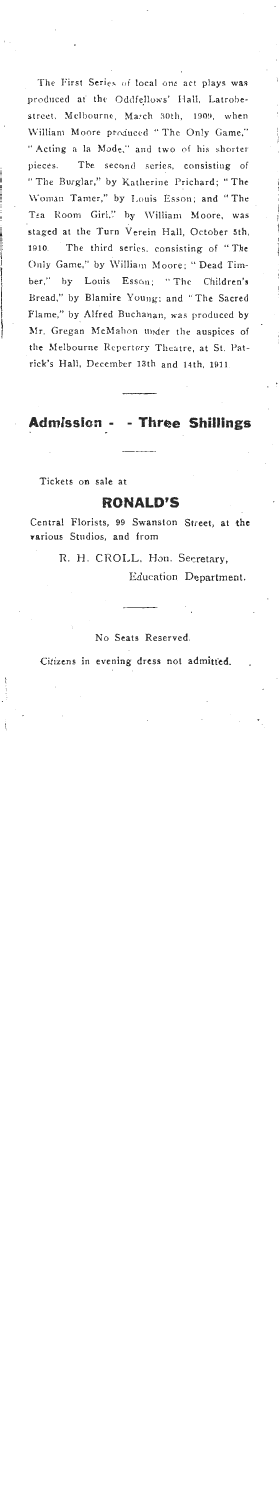The First Series of local one act plays was produced at the Oddfellows' Hall, Latrobe-street, Melbourne, March 30th, 1909, when William Moore produced "The Only Game," "Acting a la Mode," and two of his shorter pieces. The second series, consisting of "The Burglar," by Katherine Prichard; "The Woman Tamer," by Louis Esson; and "The Tea Room Girl," by William Moore, was staged at the Turn Verein Hall, October 5th, 1910. The third series, consisting of "The Only Game," by William Moore; "Dead Timber," by Louis Esson; "The Children's Bread," by Blamire Young; and "The Sacred Flame," by Alfred Buchanan, was produced by Mr. Gregan McMahon under the auspices of the Melbourne Repertory Theatre, at St. Patrick's Hall, December 13th and 14th, 1911.

---

## Admission - - Three Shillings

---

Tickets on sale at

**RONALD'S**

Central Florists, 99 Swanston Street, at the various Studios, and from

R. H. CROLL, Hon. Secretary,
Education Department.

---

No Seats Reserved.

Citizens in evening dress not admitted.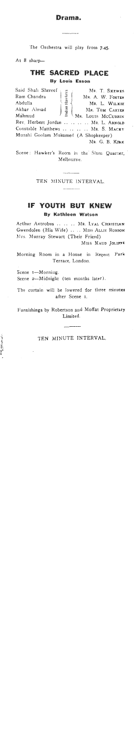## Drama.

The Orchestra will play from 7.45.

At 8 sharp—

### THE SACRED PLACE

**By Louis Esson**

| Character | | Actor |
|---|---|---|
| Said Shah Shereef | Indian Hawkers | Mr. T. Skewes |
| Ram Chandra | | Mr. A. W. Foster |
| Abdulla | | Mr. L. Wilkie |
| Akbar Ahmad | | Mr. Tom Carter |
| Mahmud | | Mr. Louis McCubbin |
| Rev. Herbert Jordan | | Mr. L. Arnold |
| Constable Matthews | | Mr. S. Mackey |
| Munshi Goolam Muhamed (A Shopkeeper) | | Mr. G. B. Kirk |

Scene: Hawker's Room in the Slum Quarter, Melbourne.

TEN MINUTE INTERVAL.

### IF YOUTH BUT KNEW

**By Kathleen Watson**

Arthur Antrobus .. .. .. .. Mr. Lyal Christian
Gwendolen (His Wife) .. .. Miss Allie Robson
Mrs. Murray Stewart (Their Friend) Miss Maud Joliffe

Morning Room in a House in Regent Park Terrace, London.

Scene 1—Morning.
Scene 2—Midnight (ten months later).

The curtain will be lowered for three minutes after Scene 1.

Furnishings by Robertson and Moffat Proprietary Limited.

TEN MINUTE INTERVAL.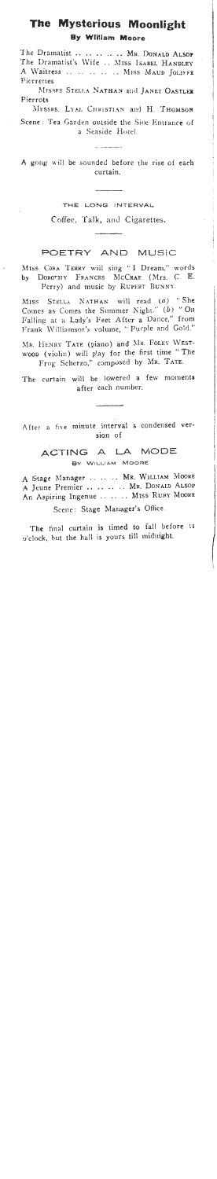## The Mysterious Moonlight

**By William Moore**

The Dramatist .. .. .. .. .. Mr. Donald Alsop
The Dramatist's Wife .. Miss Isabel Handley
A Waitress .. .. .. .. .. .. Miss Maud Joliffe

Pierrettes

Misses Stella Nathan and Janet Oastler

Pierrots

Messrs. Lyal Christian and H. Thomson

Scene: Tea Garden outside the Side Entrance of a Seaside Hotel.

---

A gong will be sounded before the rise of each curtain.

---

THE LONG INTERVAL

Coffee, Talk, and Cigarettes.

---

### POETRY AND MUSIC

Miss Cora Terry will sing "I Dream," words by Dorothy Frances McCrae (Mrs. C. E. Perry) and music by Rupert Bunny.

Miss Stella Nathan will read (*a*) "She Comes as Comes the Summer Night." (*b*) "On Falling at a Lady's Feet After a Dance," from Frank Williamson's volume, "Purple and Gold."

Mr. Henry Tate (piano) and Mr. Foley Westwood (violin) will play for the first time "The Frog Scherzo," composed by Mr. Tate.

The curtain will be lowered a few moments after each number.

---

After a five minute interval a condensed version of

### ACTING A LA MODE

By William Moore

A Stage Manager .. .. .. Mr. William Moore
A Jeune Premier .. .. .. .. Mr. Donald Alsop
An Aspiring Ingenue .. .. .. Miss Ruby Moore

Scene: Stage Manager's Office.

The final curtain is timed to fall before 11 o'clock, but the hall is yours till midnight.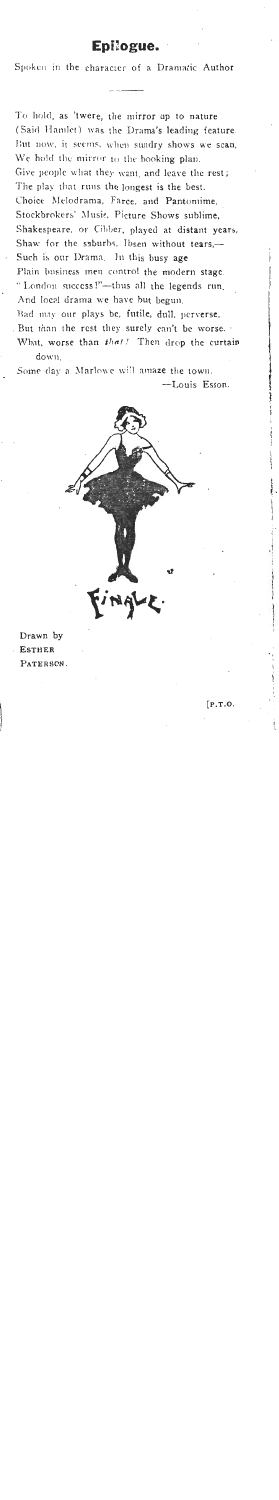## Epilogue.

Spoken in the character of a Dramatic Author

To hold, as 'twere, the mirror up to nature
(Said Hamlet) was the Drama's leading feature.
But now, it seems, when sundry shows we scan,
We hold the mirror to the booking plan.
Give people what they want, and leave the rest;
The play that runs the longest is the best.
Choice Melodrama, Farce, and Pantomime,
Stockbrokers' Music, Picture Shows sublime,
Shakespeare, or Cibber, played at distant years,
Shaw for the suburbs, Ibsen without tears,—
Such is our Drama. In this busy age
Plain business men control the modern stage.
"London success!"—thus all the legends run,
And local drama we have but begun.
Bad may our plays be, futile, dull, perverse,
But than the rest they surely can't be worse.
What, worse than *that!* Then drop the curtain down.
Some day a Marlowe will amaze the town.

—Louis Esson.

Finale.

Drawn by
ESTHER
PATERSON.

[P.T.O.